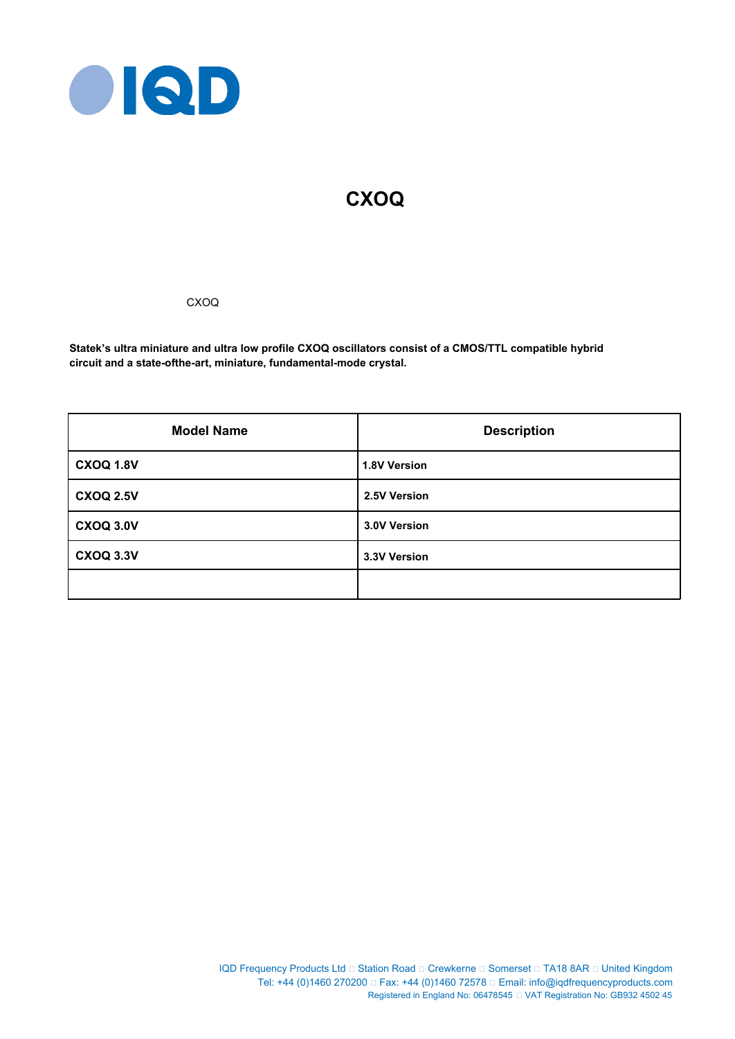# CXOQ

CXOQ

**Statek's ultra miniature and ultra low profile CXOQ oscillators consist of a CMOS/TTL compatible hybrid circuit and a state-ofthe-art, miniature, fundamental-mode crystal.**

| Model Name | Description |
|---|---|
| **CXOQ 1.8V** | **1.8V Version** |
| **CXOQ 2.5V** | **2.5V Version** |
| **CXOQ 3.0V** | **3.0V Version** |
| **CXOQ 3.3V** | **3.3V Version** |
| | |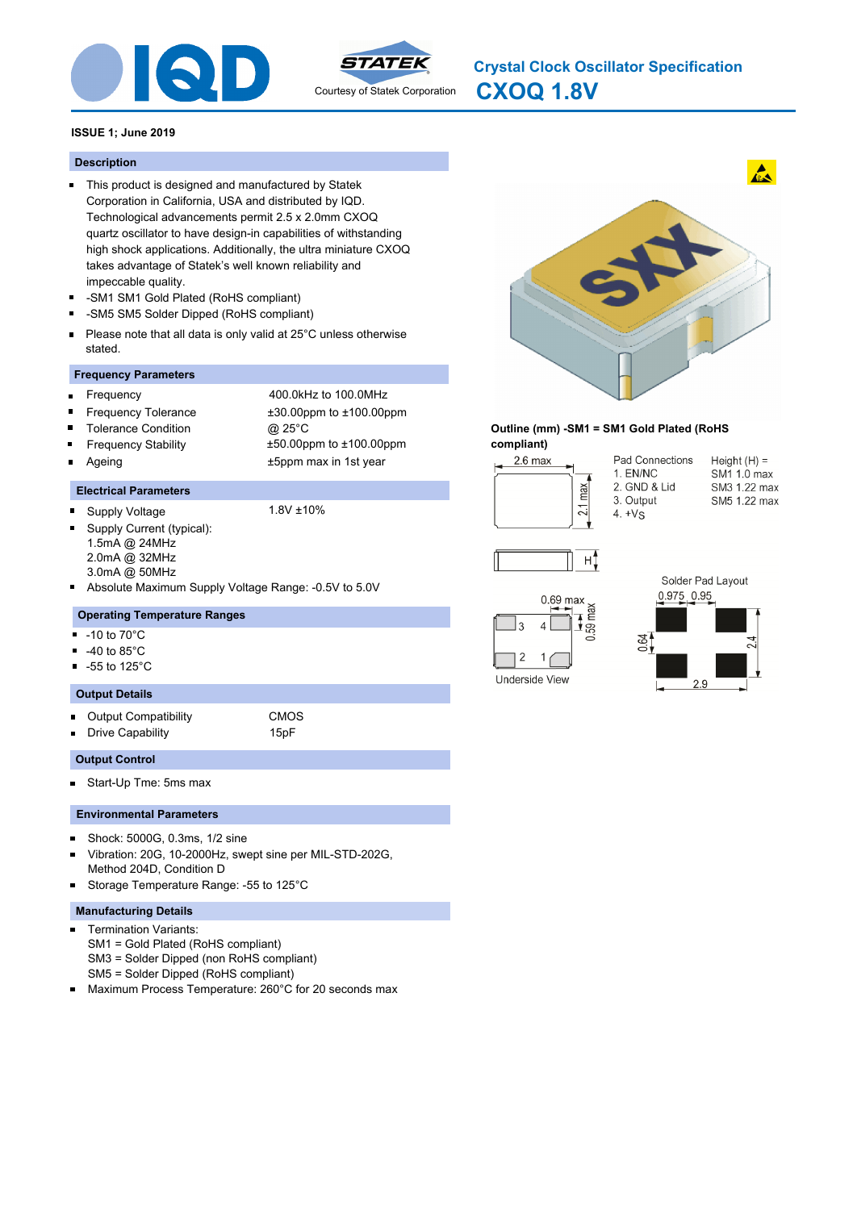# Crystal Clock Oscillator Specification

# CXOQ 1.8V

Courtesy of Statek Corporation

**ISSUE 1; June 2019**

## Description

- This product is designed and manufactured by Statek Corporation in California, USA and distributed by IQD. Technological advancements permit 2.5 x 2.0mm CXOQ quartz oscillator to have design-in capabilities of withstanding high shock applications. Additionally, the ultra miniature CXOQ takes advantage of Statek's well known reliability and impeccable quality.
- -SM1 SM1 Gold Plated (RoHS compliant)
- -SM5 SM5 Solder Dipped (RoHS compliant)
- Please note that all data is only valid at 25°C unless otherwise stated.

## Frequency Parameters

| | |
|---|---|
| Frequency | 400.0kHz to 100.0MHz |
| Frequency Tolerance | ±30.00ppm to ±100.00ppm |
| Tolerance Condition | @ 25°C |
| Frequency Stability | ±50.00ppm to ±100.00ppm |
| Ageing | ±5ppm max in 1st year |

## Electrical Parameters

- Supply Voltage: 1.8V ±10%
- Supply Current (typical):
  1.5mA @ 24MHz
  2.0mA @ 32MHz
  3.0mA @ 50MHz
- Absolute Maximum Supply Voltage Range: -0.5V to 5.0V

## Operating Temperature Ranges

- -10 to 70°C
- -40 to 85°C
- -55 to 125°C

## Output Details

| | |
|---|---|
| Output Compatibility | CMOS |
| Drive Capability | 15pF |

## Output Control

- Start-Up Tme: 5ms max

## Environmental Parameters

- Shock: 5000G, 0.3ms, 1/2 sine
- Vibration: 20G, 10-2000Hz, swept sine per MIL-STD-202G, Method 204D, Condition D
- Storage Temperature Range: -55 to 125°C

## Manufacturing Details

- Termination Variants:
  SM1 = Gold Plated (RoHS compliant)
  SM3 = Solder Dipped (non RoHS compliant)
  SM5 = Solder Dipped (RoHS compliant)
- Maximum Process Temperature: 260°C for 20 seconds max

**Outline (mm) -SM1 = SM1 Gold Plated (RoHS compliant)**

2.6 max, 2.1 max, H, 0.69 max, 0.59 max, Underside View

Pad Connections
1. EN/NC
2. GND & Lid
3. Output
4. +Vs

Height (H) =
SM1 1.0 max
SM3 1.22 max
SM5 1.22 max

Solder Pad Layout: 0.975, 0.95, 0.64, 2.4, 2.9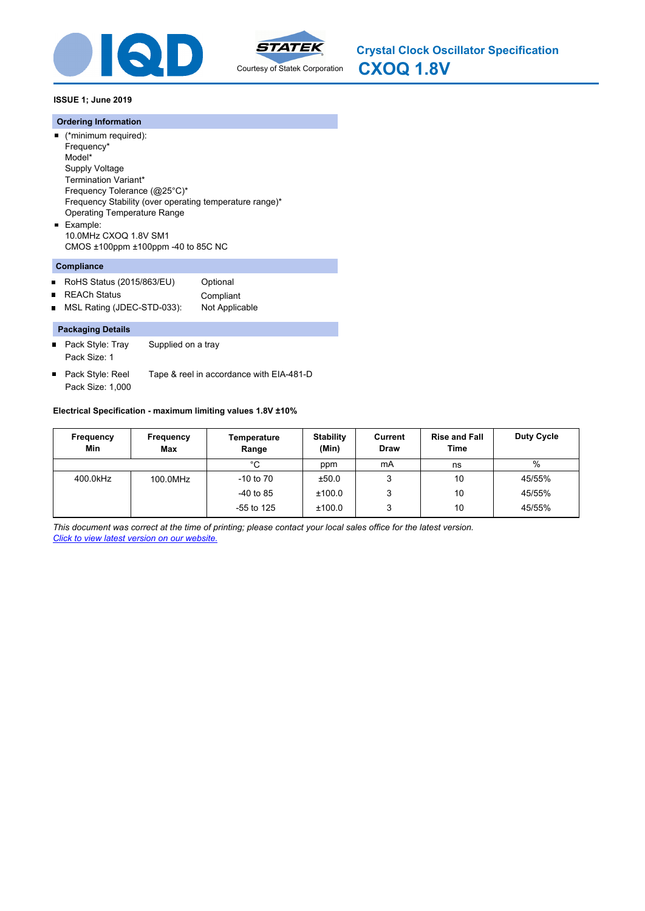# Crystal Clock Oscillator Specification
# CXOQ 1.8V

Courtesy of Statek Corporation

**ISSUE 1; June 2019**

## Ordering Information

- (*minimum required):
  Frequency*
  Model*
  Supply Voltage
  Termination Variant*
  Frequency Tolerance (@25°C)*
  Frequency Stability (over operating temperature range)*
  Operating Temperature Range
- Example:
  10.0MHz CXOQ 1.8V SM1
  CMOS ±100ppm ±100ppm -40 to 85C NC

## Compliance

- RoHS Status (2015/863/EU) Optional
- REACh Status Compliant
- MSL Rating (JDEC-STD-033): Not Applicable

## Packaging Details

- Pack Style: Tray Supplied on a tray
  Pack Size: 1
- Pack Style: Reel Tape & reel in accordance with EIA-481-D
  Pack Size: 1,000

**Electrical Specification - maximum limiting values 1.8V ±10%**

| Frequency Min | Frequency Max | Temperature Range | Stability (Min) | Current Draw | Rise and Fall Time | Duty Cycle |
|---|---|---|---|---|---|---|
| | | °C | ppm | mA | ns | % |
| 400.0kHz | 100.0MHz | -10 to 70 | ±50.0 | 3 | 10 | 45/55% |
| | | -40 to 85 | ±100.0 | 3 | 10 | 45/55% |
| | | -55 to 125 | ±100.0 | 3 | 10 | 45/55% |

*This document was correct at the time of printing; please contact your local sales office for the latest version.*
*Click to view latest version on our website.*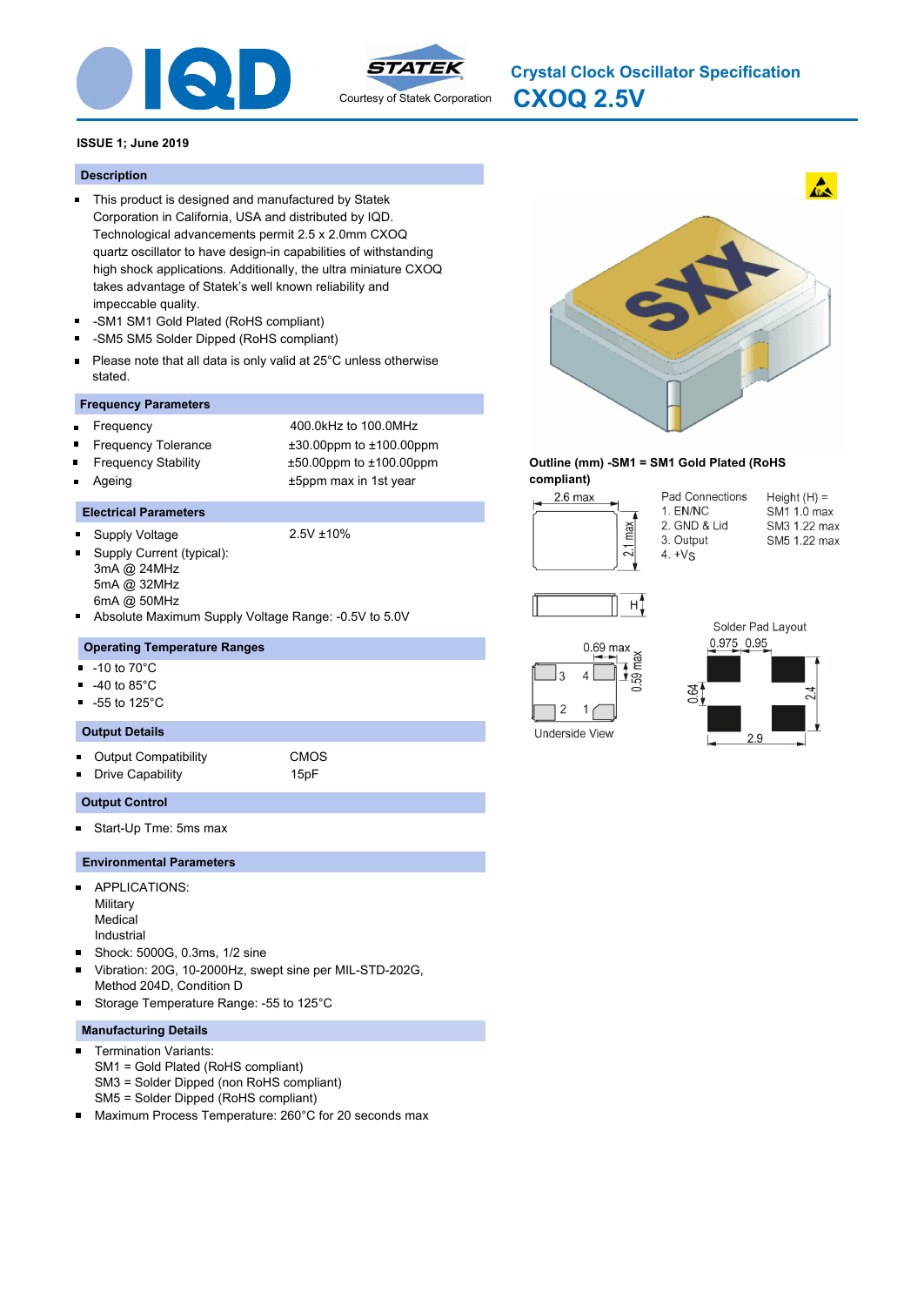# Crystal Clock Oscillator Specification

# CXOQ 2.5V

Courtesy of Statek Corporation

**ISSUE 1; June 2019**

## Description

- This product is designed and manufactured by Statek Corporation in California, USA and distributed by IQD. Technological advancements permit 2.5 x 2.0mm CXOQ quartz oscillator to have design-in capabilities of withstanding high shock applications. Additionally, the ultra miniature CXOQ takes advantage of Statek's well known reliability and impeccable quality.
- -SM1 SM1 Gold Plated (RoHS compliant)
- -SM5 SM5 Solder Dipped (RoHS compliant)
- Please note that all data is only valid at 25°C unless otherwise stated.

## Frequency Parameters

| Parameter | Value |
|---|---|
| Frequency | 400.0kHz to 100.0MHz |
| Frequency Tolerance | ±30.00ppm to ±100.00ppm |
| Frequency Stability | ±50.00ppm to ±100.00ppm |
| Ageing | ±5ppm max in 1st year |

## Electrical Parameters

- Supply Voltage: 2.5V ±10%
- Supply Current (typical):
  3mA @ 24MHz
  5mA @ 32MHz
  6mA @ 50MHz
- Absolute Maximum Supply Voltage Range: -0.5V to 5.0V

## Operating Temperature Ranges

- -10 to 70°C
- -40 to 85°C
- -55 to 125°C

## Output Details

| Parameter | Value |
|---|---|
| Output Compatibility | CMOS |
| Drive Capability | 15pF |

## Output Control

- Start-Up Tme: 5ms max

## Environmental Parameters

- APPLICATIONS:
  Military
  Medical
  Industrial
- Shock: 5000G, 0.3ms, 1/2 sine
- Vibration: 20G, 10-2000Hz, swept sine per MIL-STD-202G, Method 204D, Condition D
- Storage Temperature Range: -55 to 125°C

## Manufacturing Details

- Termination Variants:
  SM1 = Gold Plated (RoHS compliant)
  SM3 = Solder Dipped (non RoHS compliant)
  SM5 = Solder Dipped (RoHS compliant)
- Maximum Process Temperature: 260°C for 20 seconds max

**Outline (mm) -SM1 = SM1 Gold Plated (RoHS compliant)**

2.6 max; 2.1 max; H

Pad Connections
1. EN/NC
2. GND & Lid
3. Output
4. +Vs

Height (H) =
SM1 1.0 max
SM3 1.22 max
SM5 1.22 max

0.69 max; 0.59 max

Underside View

Solder Pad Layout

0.975; 0.95; 0.64; 2.4; 2.9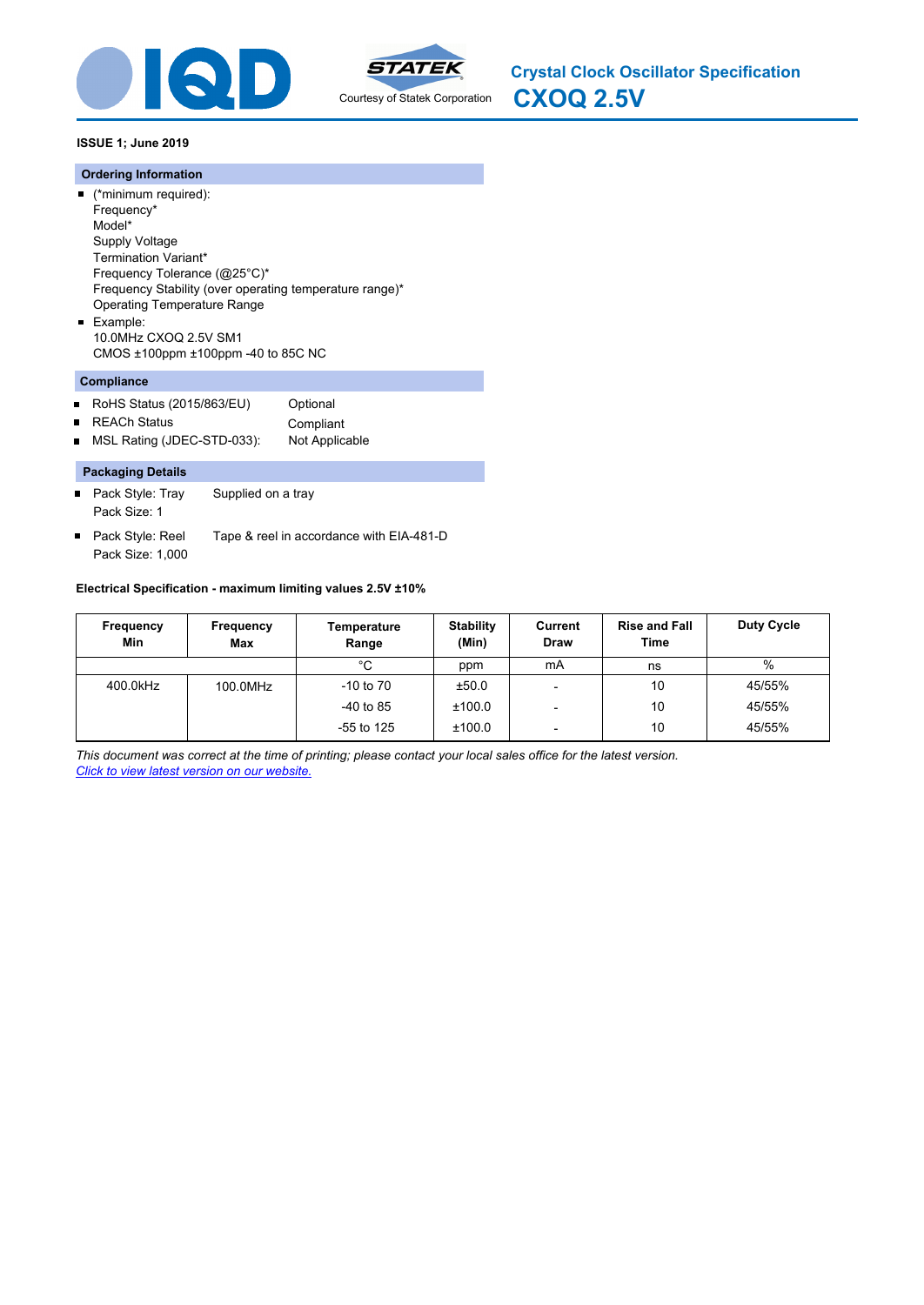# Crystal Clock Oscillator Specification

# CXOQ 2.5V

Courtesy of Statek Corporation

**ISSUE 1; June 2019**

## Ordering Information

- (*minimum required):
  Frequency*
  Model*
  Supply Voltage
  Termination Variant*
  Frequency Tolerance (@25°C)*
  Frequency Stability (over operating temperature range)*
  Operating Temperature Range
- Example:
  10.0MHz CXOQ 2.5V SM1
  CMOS ±100ppm ±100ppm -40 to 85C NC

## Compliance

- RoHS Status (2015/863/EU) — Optional
- REACh Status — Compliant
- MSL Rating (JDEC-STD-033): — Not Applicable

## Packaging Details

- Pack Style: Tray — Supplied on a tray
  Pack Size: 1
- Pack Style: Reel — Tape & reel in accordance with EIA-481-D
  Pack Size: 1,000

**Electrical Specification - maximum limiting values 2.5V ±10%**

| Frequency Min | Frequency Max | Temperature Range | Stability (Min) | Current Draw | Rise and Fall Time | Duty Cycle |
|---|---|---|---|---|---|---|
| | | °C | ppm | mA | ns | % |
| 400.0kHz | 100.0MHz | -10 to 70 | ±50.0 | - | 10 | 45/55% |
| | | -40 to 85 | ±100.0 | - | 10 | 45/55% |
| | | -55 to 125 | ±100.0 | - | 10 | 45/55% |

*This document was correct at the time of printing; please contact your local sales office for the latest version.*
*Click to view latest version on our website.*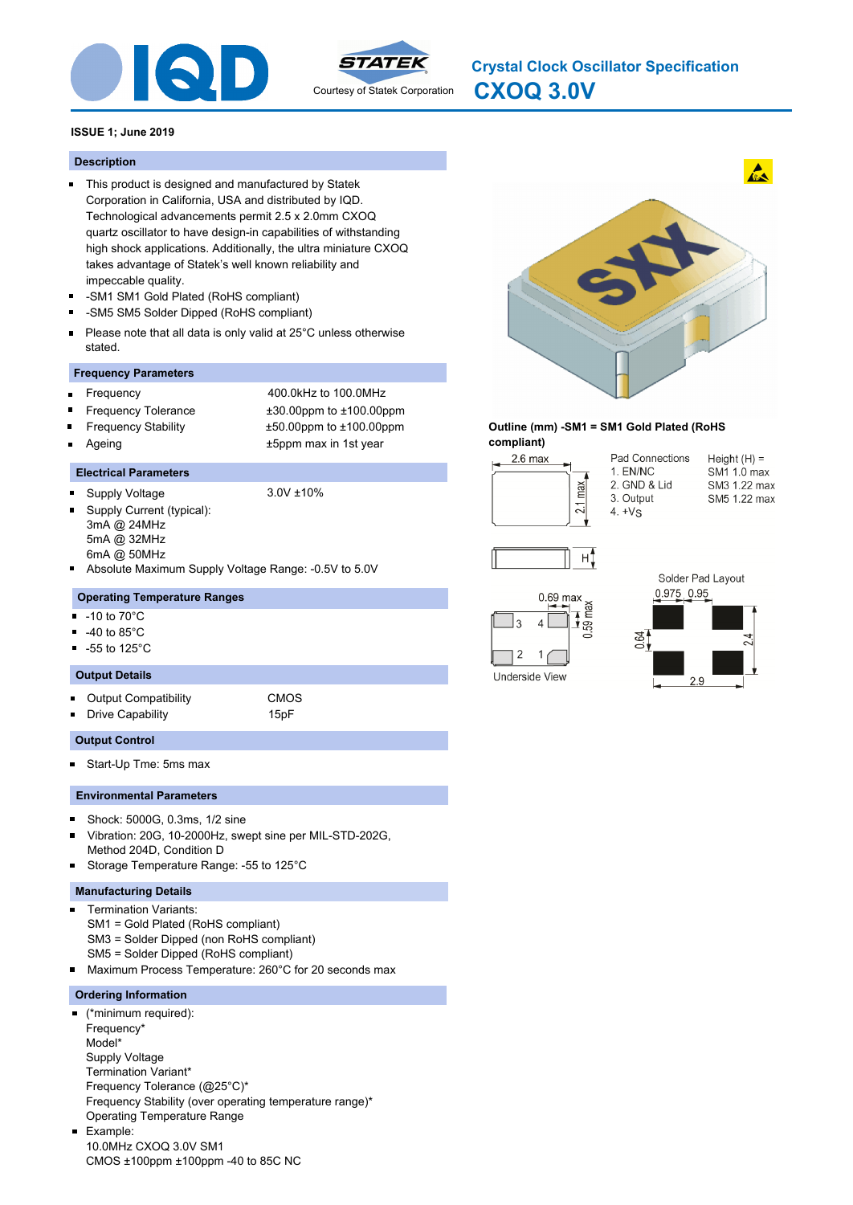IQD — STATEK — Courtesy of Statek Corporation

# Crystal Clock Oscillator Specification

# CXOQ 3.0V

**ISSUE 1; June 2019**

## Description

- This product is designed and manufactured by Statek Corporation in California, USA and distributed by IQD. Technological advancements permit 2.5 x 2.0mm CXOQ quartz oscillator to have design-in capabilities of withstanding high shock applications. Additionally, the ultra miniature CXOQ takes advantage of Statek's well known reliability and impeccable quality.
- -SM1 SM1 Gold Plated (RoHS compliant)
- -SM5 SM5 Solder Dipped (RoHS compliant)
- Please note that all data is only valid at 25°C unless otherwise stated.

## Frequency Parameters

- Frequency: 400.0kHz to 100.0MHz
- Frequency Tolerance: ±30.00ppm to ±100.00ppm
- Frequency Stability: ±50.00ppm to ±100.00ppm
- Ageing: ±5ppm max in 1st year

## Electrical Parameters

- Supply Voltage: 3.0V ±10%
- Supply Current (typical):
  3mA @ 24MHz
  5mA @ 32MHz
  6mA @ 50MHz
- Absolute Maximum Supply Voltage Range: -0.5V to 5.0V

## Operating Temperature Ranges

- -10 to 70°C
- -40 to 85°C
- -55 to 125°C

## Output Details

- Output Compatibility: CMOS
- Drive Capability: 15pF

## Output Control

- Start-Up Tme: 5ms max

## Environmental Parameters

- Shock: 5000G, 0.3ms, 1/2 sine
- Vibration: 20G, 10-2000Hz, swept sine per MIL-STD-202G, Method 204D, Condition D
- Storage Temperature Range: -55 to 125°C

## Manufacturing Details

- Termination Variants:
  SM1 = Gold Plated (RoHS compliant)
  SM3 = Solder Dipped (non RoHS compliant)
  SM5 = Solder Dipped (RoHS compliant)
- Maximum Process Temperature: 260°C for 20 seconds max

## Ordering Information

- (*minimum required):
  Frequency*
  Model*
  Supply Voltage
  Termination Variant*
  Frequency Tolerance (@25°C)*
  Frequency Stability (over operating temperature range)*
  Operating Temperature Range
- Example:
  10.0MHz CXOQ 3.0V SM1
  CMOS ±100ppm ±100ppm -40 to 85C NC

**Outline (mm) -SM1 = SM1 Gold Plated (RoHS compliant)**

Dimensions: 2.6 max × 2.1 max; Height H

| Pad Connections | Height (H) = |
|---|---|
| 1. EN/NC | SM1 1.0 max |
| 2. GND & Lid | SM3 1.22 max |
| 3. Output | SM5 1.22 max |
| 4. $+V_S$ | |

Underside View: 0.69 max, 0.59 max

Solder Pad Layout: 0.975, 0.95, 0.64, 2.4, 2.9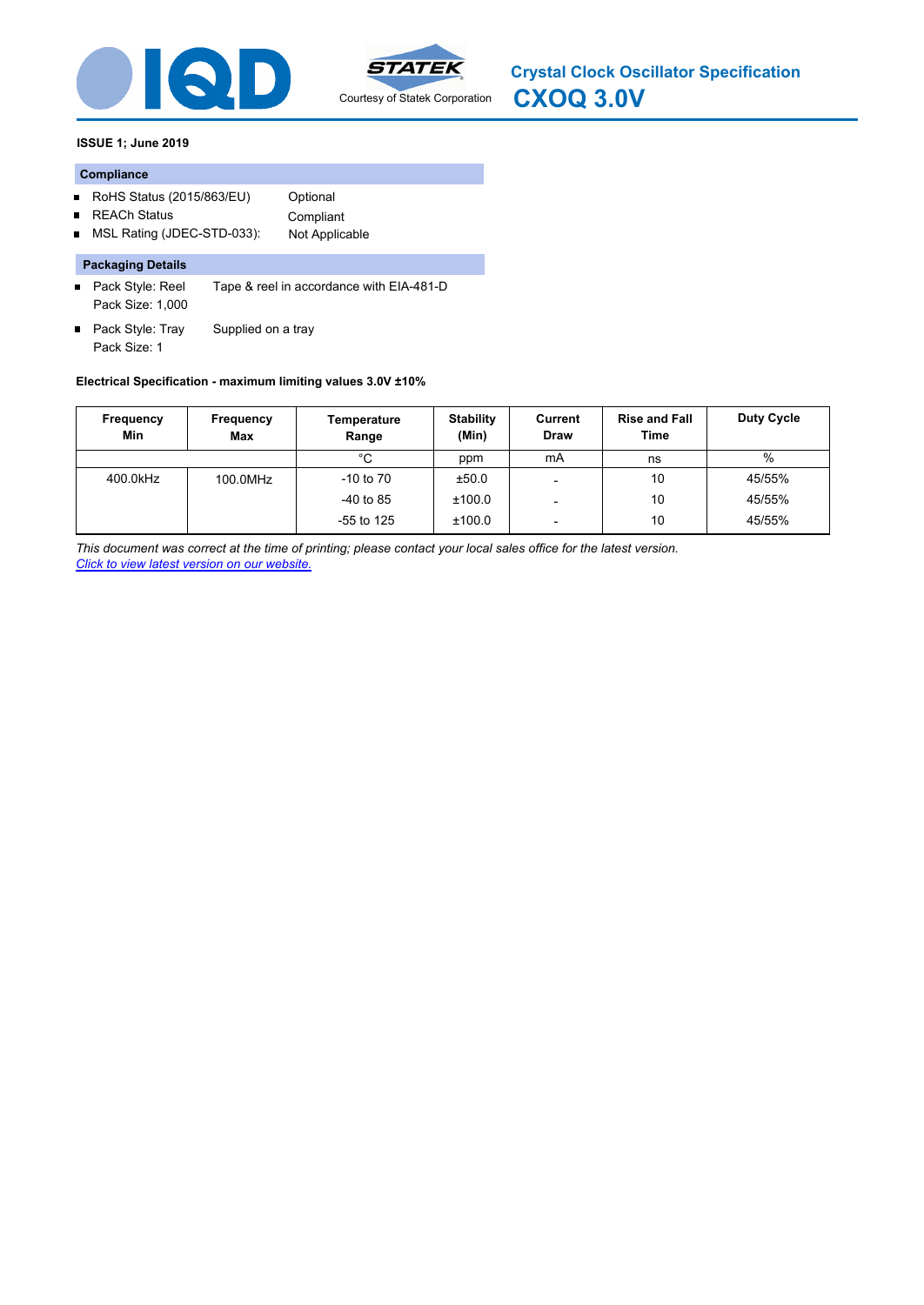Courtesy of Statek Corporation

# Crystal Clock Oscillator Specification

# CXOQ 3.0V

**ISSUE 1; June 2019**

### Compliance

- RoHS Status (2015/863/EU) Optional
- REACh Status Compliant
- MSL Rating (JDEC-STD-033): Not Applicable

### Packaging Details

- Pack Style: Reel Tape & reel in accordance with EIA-481-D
  Pack Size: 1,000
- Pack Style: Tray Supplied on a tray
  Pack Size: 1

**Electrical Specification - maximum limiting values 3.0V ±10%**

| Frequency Min | Frequency Max | Temperature Range | Stability (Min) | Current Draw | Rise and Fall Time | Duty Cycle |
|---|---|---|---|---|---|---|
| | | °C | ppm | mA | ns | % |
| 400.0kHz | 100.0MHz | -10 to 70 | ±50.0 | - | 10 | 45/55% |
| | | -40 to 85 | ±100.0 | - | 10 | 45/55% |
| | | -55 to 125 | ±100.0 | - | 10 | 45/55% |

*This document was correct at the time of printing; please contact your local sales office for the latest version.*
*Click to view latest version on our website.*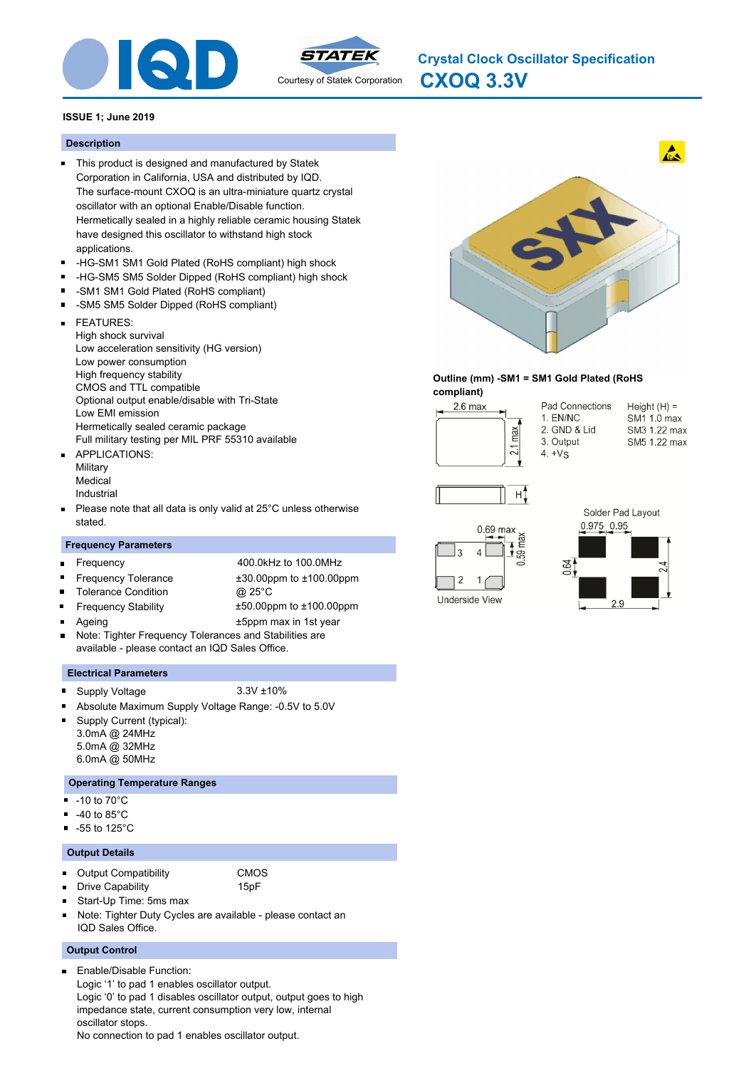# Crystal Clock Oscillator Specification

# CXOQ 3.3V

Courtesy of Statek Corporation

**ISSUE 1; June 2019**

## Description

- This product is designed and manufactured by Statek Corporation in California, USA and distributed by IQD. The surface-mount CXOQ is an ultra-miniature quartz crystal oscillator with an optional Enable/Disable function. Hermetically sealed in a highly reliable ceramic housing Statek have designed this oscillator to withstand high stock applications.
- -HG-SM1 SM1 Gold Plated (RoHS compliant) high shock
- -HG-SM5 SM5 Solder Dipped (RoHS compliant) high shock
- -SM1 SM1 Gold Plated (RoHS compliant)
- -SM5 SM5 Solder Dipped (RoHS compliant)
- FEATURES:
  High shock survival
  Low acceleration sensitivity (HG version)
  Low power consumption
  High frequency stability
  CMOS and TTL compatible
  Optional output enable/disable with Tri-State
  Low EMI emission
  Hermetically sealed ceramic package
  Full military testing per MIL PRF 55310 available
- APPLICATIONS:
  Military
  Medical
  Industrial
- Please note that all data is only valid at 25°C unless otherwise stated.

## Frequency Parameters

- Frequency: 400.0kHz to 100.0MHz
- Frequency Tolerance: ±30.00ppm to ±100.00ppm
- Tolerance Condition: @ 25°C
- Frequency Stability: ±50.00ppm to ±100.00ppm
- Ageing: ±5ppm max in 1st year
- Note: Tighter Frequency Tolerances and Stabilities are available - please contact an IQD Sales Office.

## Electrical Parameters

- Supply Voltage: 3.3V ±10%
- Absolute Maximum Supply Voltage Range: -0.5V to 5.0V
- Supply Current (typical):
  3.0mA @ 24MHz
  5.0mA @ 32MHz
  6.0mA @ 50MHz

## Operating Temperature Ranges

- -10 to 70°C
- -40 to 85°C
- -55 to 125°C

## Output Details

- Output Compatibility: CMOS
- Drive Capability: 15pF
- Start-Up Time: 5ms max
- Note: Tighter Duty Cycles are available - please contact an IQD Sales Office.

## Output Control

- Enable/Disable Function:
  Logic '1' to pad 1 enables oscillator output.
  Logic '0' to pad 1 disables oscillator output, output goes to high impedance state, current consumption very low, internal oscillator stops.
  No connection to pad 1 enables oscillator output.

**Outline (mm) -SM1 = SM1 Gold Plated (RoHS compliant)**

2.6 max; 2.1 max; H

| Pad Connections | Height (H) = |
|---|---|
| 1. EN/NC | SM1 1.0 max |
| 2. GND & Lid | SM3 1.22 max |
| 3. Output | SM5 1.22 max |
| 4. +VS | |

Underside View: 0.69 max; 0.59 max

Solder Pad Layout: 0.975; 0.95; 0.64; 2.4; 2.9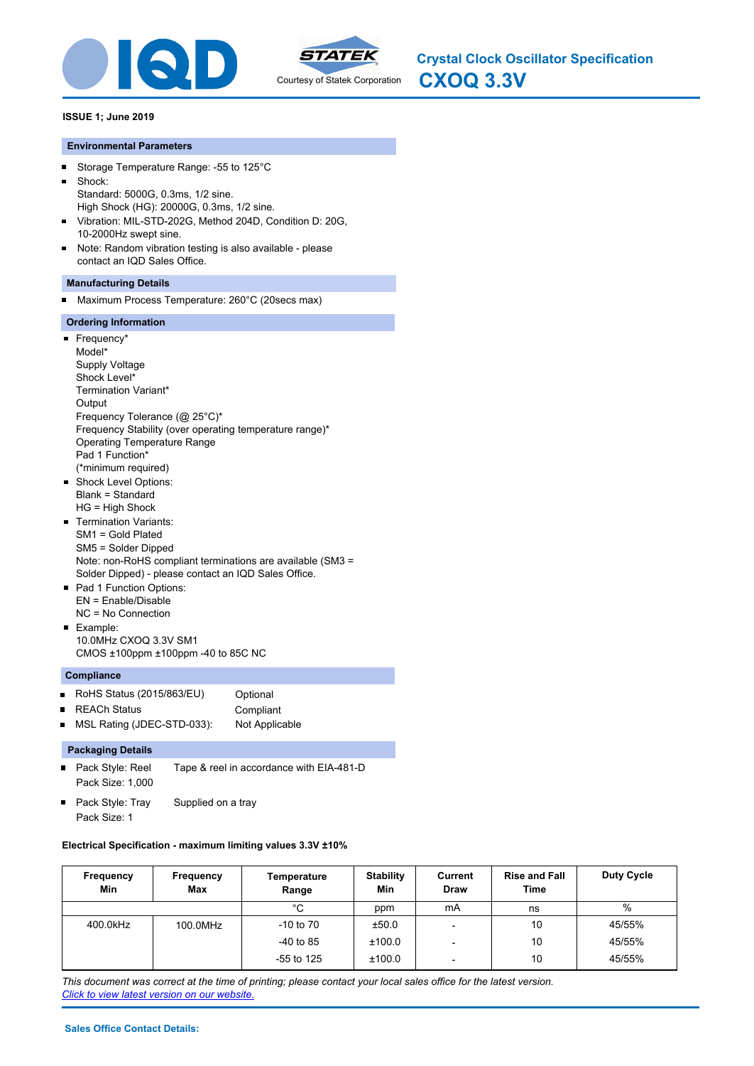# Crystal Clock Oscillator Specification

# CXOQ 3.3V

Courtesy of Statek Corporation

**ISSUE 1; June 2019**

## Environmental Parameters

- Storage Temperature Range: -55 to 125°C
- Shock:
  Standard: 5000G, 0.3ms, 1/2 sine.
  High Shock (HG): 20000G, 0.3ms, 1/2 sine.
- Vibration: MIL-STD-202G, Method 204D, Condition D: 20G, 10-2000Hz swept sine.
- Note: Random vibration testing is also available - please contact an IQD Sales Office.

## Manufacturing Details

- Maximum Process Temperature: 260°C (20secs max)

## Ordering Information

- Frequency*
  Model*
  Supply Voltage
  Shock Level*
  Termination Variant*
  Output
  Frequency Tolerance (@ 25°C)*
  Frequency Stability (over operating temperature range)*
  Operating Temperature Range
  Pad 1 Function*
  (*minimum required)
- Shock Level Options:
  Blank = Standard
  HG = High Shock
- Termination Variants:
  SM1 = Gold Plated
  SM5 = Solder Dipped
  Note: non-RoHS compliant terminations are available (SM3 = Solder Dipped) - please contact an IQD Sales Office.
- Pad 1 Function Options:
  EN = Enable/Disable
  NC = No Connection
- Example:
  10.0MHz CXOQ 3.3V SM1
  CMOS ±100ppm ±100ppm -40 to 85C NC

## Compliance

- RoHS Status (2015/863/EU) Optional
- REACh Status Compliant
- MSL Rating (JDEC-STD-033): Not Applicable

## Packaging Details

- Pack Style: Reel Tape & reel in accordance with EIA-481-D
  Pack Size: 1,000
- Pack Style: Tray Supplied on a tray
  Pack Size: 1

**Electrical Specification - maximum limiting values 3.3V ±10%**

| Frequency Min | Frequency Max | Temperature Range | Stability Min | Current Draw | Rise and Fall Time | Duty Cycle |
|---|---|---|---|---|---|---|
| | | °C | ppm | mA | ns | % |
| 400.0kHz | 100.0MHz | -10 to 70 | ±50.0 | - | 10 | 45/55% |
| | | -40 to 85 | ±100.0 | - | 10 | 45/55% |
| | | -55 to 125 | ±100.0 | - | 10 | 45/55% |

*This document was correct at the time of printing; please contact your local sales office for the latest version.*
*Click to view latest version on our website.*

**Sales Office Contact Details:**